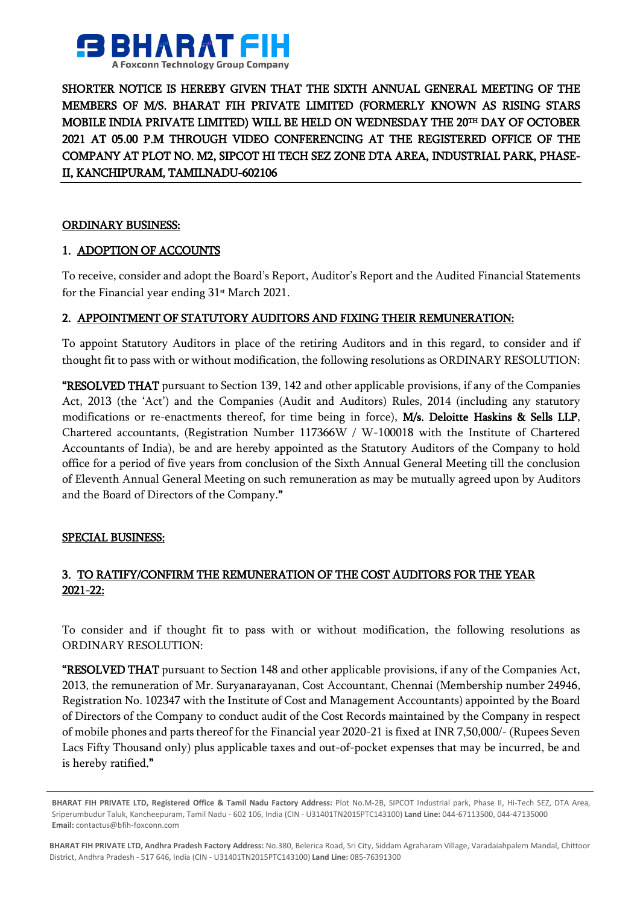**BHARAT FIH**
A Foxconn Technology Group Company

**SHORTER NOTICE IS HEREBY GIVEN THAT THE SIXTH ANNUAL GENERAL MEETING OF THE MEMBERS OF M/S. BHARAT FIH PRIVATE LIMITED (FORMERLY KNOWN AS RISING STARS MOBILE INDIA PRIVATE LIMITED) WILL BE HELD ON WEDNESDAY THE 20TH DAY OF OCTOBER 2021 AT 05.00 P.M THROUGH VIDEO CONFERENCING AT THE REGISTERED OFFICE OF THE COMPANY AT PLOT NO. M2, SIPCOT HI TECH SEZ ZONE DTA AREA, INDUSTRIAL PARK, PHASE-II, KANCHIPURAM, TAMILNADU-602106**

## ORDINARY BUSINESS:

### 1. ADOPTION OF ACCOUNTS

To receive, consider and adopt the Board's Report, Auditor's Report and the Audited Financial Statements for the Financial year ending 31st March 2021.

### 2. APPOINTMENT OF STATUTORY AUDITORS AND FIXING THEIR REMUNERATION:

To appoint Statutory Auditors in place of the retiring Auditors and in this regard, to consider and if thought fit to pass with or without modification, the following resolutions as ORDINARY RESOLUTION:

"**RESOLVED THAT** pursuant to Section 139, 142 and other applicable provisions, if any of the Companies Act, 2013 (the 'Act') and the Companies (Audit and Auditors) Rules, 2014 (including any statutory modifications or re-enactments thereof, for time being in force), **M/s. Deloitte Haskins & Sells LLP**, Chartered accountants, (Registration Number 117366W / W-100018 with the Institute of Chartered Accountants of India), be and are hereby appointed as the Statutory Auditors of the Company to hold office for a period of five years from conclusion of the Sixth Annual General Meeting till the conclusion of Eleventh Annual General Meeting on such remuneration as may be mutually agreed upon by Auditors and the Board of Directors of the Company."

## SPECIAL BUSINESS:

### 3. TO RATIFY/CONFIRM THE REMUNERATION OF THE COST AUDITORS FOR THE YEAR 2021-22:

To consider and if thought fit to pass with or without modification, the following resolutions as ORDINARY RESOLUTION:

"**RESOLVED THAT** pursuant to Section 148 and other applicable provisions, if any of the Companies Act, 2013, the remuneration of Mr. Suryanarayanan, Cost Accountant, Chennai (Membership number 24946, Registration No. 102347 with the Institute of Cost and Management Accountants) appointed by the Board of Directors of the Company to conduct audit of the Cost Records maintained by the Company in respect of mobile phones and parts thereof for the Financial year 2020-21 is fixed at INR 7,50,000/- (Rupees Seven Lacs Fifty Thousand only) plus applicable taxes and out-of-pocket expenses that may be incurred, be and is hereby ratified."

**BHARAT FIH PRIVATE LTD, Registered Office & Tamil Nadu Factory Address:** Plot No.M-2B, SIPCOT Industrial park, Phase II, Hi-Tech SEZ, DTA Area, Sriperumbudur Taluk, Kancheepuram, Tamil Nadu - 602 106, India (CIN - U31401TN2015PTC143100) **Land Line:** 044-67113500, 044-47135000 **Email:** contactus@bfih-foxconn.com

**BHARAT FIH PRIVATE LTD, Andhra Pradesh Factory Address:** No.380, Belerica Road, Sri City, Siddam Agraharam Village, Varadaiahpalem Mandal, Chittoor District, Andhra Pradesh - 517 646, India (CIN - U31401TN2015PTC143100) **Land Line:** 085-76391300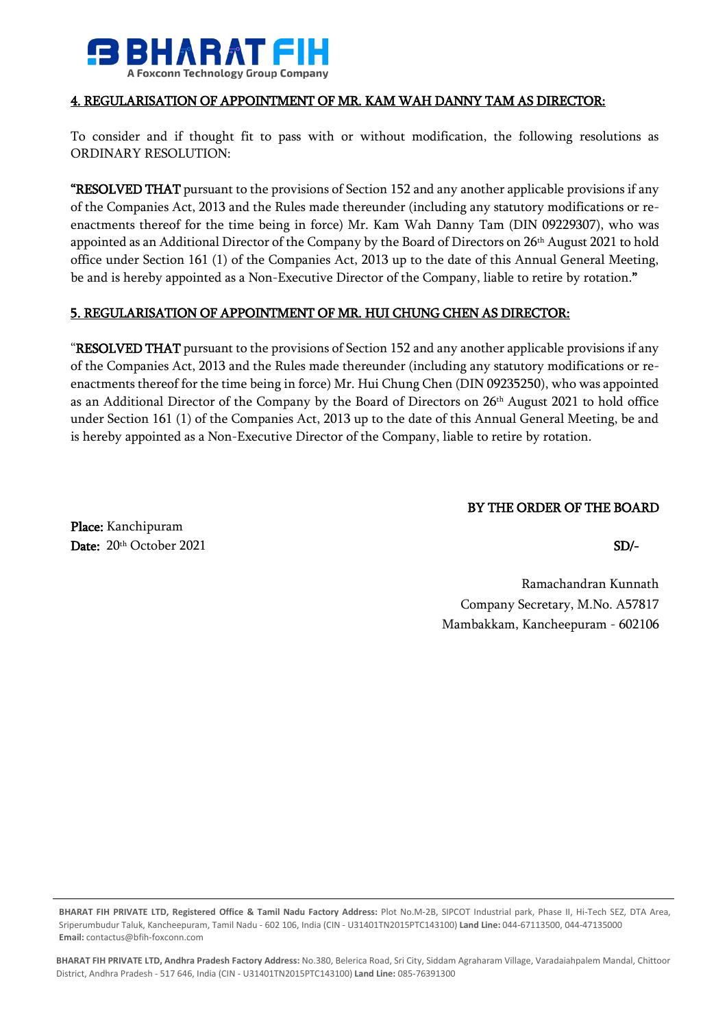### 4. REGULARISATION OF APPOINTMENT OF MR. KAM WAH DANNY TAM AS DIRECTOR:

To consider and if thought fit to pass with or without modification, the following resolutions as ORDINARY RESOLUTION:

"**RESOLVED THAT** pursuant to the provisions of Section 152 and any another applicable provisions if any of the Companies Act, 2013 and the Rules made thereunder (including any statutory modifications or re-enactments thereof for the time being in force) Mr. Kam Wah Danny Tam (DIN 09229307), who was appointed as an Additional Director of the Company by the Board of Directors on 26th August 2021 to hold office under Section 161 (1) of the Companies Act, 2013 up to the date of this Annual General Meeting, be and is hereby appointed as a Non-Executive Director of the Company, liable to retire by rotation."

### 5. REGULARISATION OF APPOINTMENT OF MR. HUI CHUNG CHEN AS DIRECTOR:

"**RESOLVED THAT** pursuant to the provisions of Section 152 and any another applicable provisions if any of the Companies Act, 2013 and the Rules made thereunder (including any statutory modifications or re-enactments thereof for the time being in force) Mr. Hui Chung Chen (DIN 09235250), who was appointed as an Additional Director of the Company by the Board of Directors on 26th August 2021 to hold office under Section 161 (1) of the Companies Act, 2013 up to the date of this Annual General Meeting, be and is hereby appointed as a Non-Executive Director of the Company, liable to retire by rotation.

BY THE ORDER OF THE BOARD

**Place:** Kanchipuram
**Date:** 20th October 2021

SD/-

Ramachandran Kunnath
Company Secretary, M.No. A57817
Mambakkam, Kancheepuram - 602106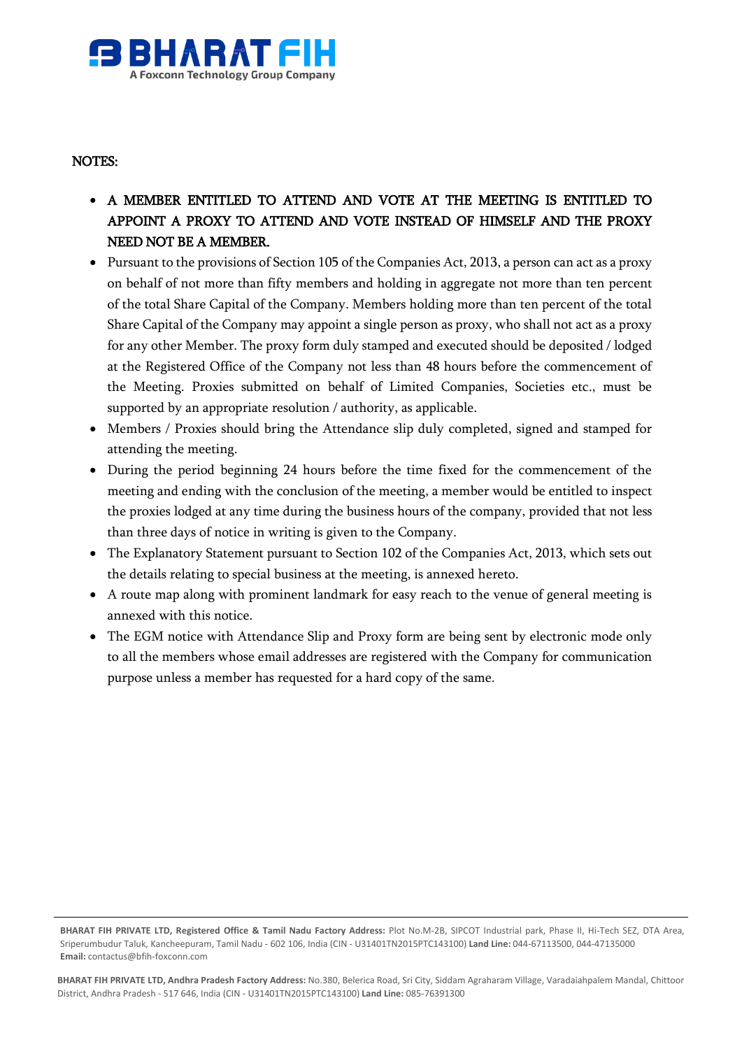NOTES:

- **A MEMBER ENTITLED TO ATTEND AND VOTE AT THE MEETING IS ENTITLED TO APPOINT A PROXY TO ATTEND AND VOTE INSTEAD OF HIMSELF AND THE PROXY NEED NOT BE A MEMBER.**
- Pursuant to the provisions of Section 105 of the Companies Act, 2013, a person can act as a proxy on behalf of not more than fifty members and holding in aggregate not more than ten percent of the total Share Capital of the Company. Members holding more than ten percent of the total Share Capital of the Company may appoint a single person as proxy, who shall not act as a proxy for any other Member. The proxy form duly stamped and executed should be deposited / lodged at the Registered Office of the Company not less than 48 hours before the commencement of the Meeting. Proxies submitted on behalf of Limited Companies, Societies etc., must be supported by an appropriate resolution / authority, as applicable.
- Members / Proxies should bring the Attendance slip duly completed, signed and stamped for attending the meeting.
- During the period beginning 24 hours before the time fixed for the commencement of the meeting and ending with the conclusion of the meeting, a member would be entitled to inspect the proxies lodged at any time during the business hours of the company, provided that not less than three days of notice in writing is given to the Company.
- The Explanatory Statement pursuant to Section 102 of the Companies Act, 2013, which sets out the details relating to special business at the meeting, is annexed hereto.
- A route map along with prominent landmark for easy reach to the venue of general meeting is annexed with this notice.
- The EGM notice with Attendance Slip and Proxy form are being sent by electronic mode only to all the members whose email addresses are registered with the Company for communication purpose unless a member has requested for a hard copy of the same.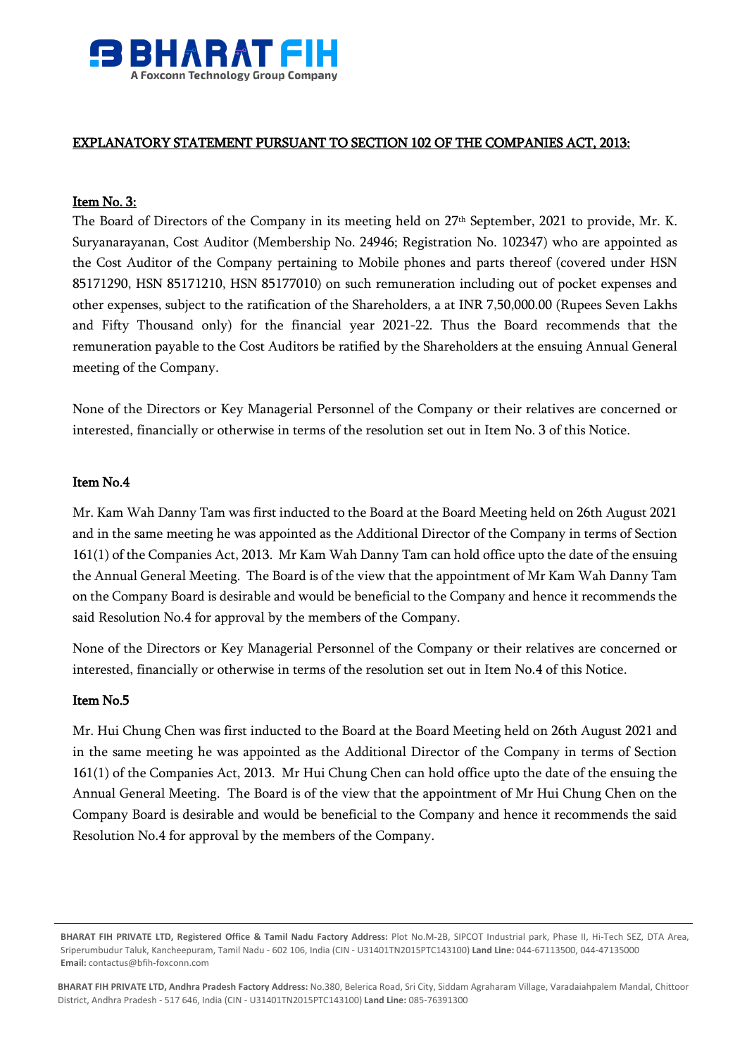## EXPLANATORY STATEMENT PURSUANT TO SECTION 102 OF THE COMPANIES ACT, 2013:

### Item No. 3:

The Board of Directors of the Company in its meeting held on 27th September, 2021 to provide, Mr. K. Suryanarayanan, Cost Auditor (Membership No. 24946; Registration No. 102347) who are appointed as the Cost Auditor of the Company pertaining to Mobile phones and parts thereof (covered under HSN 85171290, HSN 85171210, HSN 85177010) on such remuneration including out of pocket expenses and other expenses, subject to the ratification of the Shareholders, a at INR 7,50,000.00 (Rupees Seven Lakhs and Fifty Thousand only) for the financial year 2021-22. Thus the Board recommends that the remuneration payable to the Cost Auditors be ratified by the Shareholders at the ensuing Annual General meeting of the Company.

None of the Directors or Key Managerial Personnel of the Company or their relatives are concerned or interested, financially or otherwise in terms of the resolution set out in Item No. 3 of this Notice.

### Item No.4

Mr. Kam Wah Danny Tam was first inducted to the Board at the Board Meeting held on 26th August 2021 and in the same meeting he was appointed as the Additional Director of the Company in terms of Section 161(1) of the Companies Act, 2013. Mr Kam Wah Danny Tam can hold office upto the date of the ensuing the Annual General Meeting. The Board is of the view that the appointment of Mr Kam Wah Danny Tam on the Company Board is desirable and would be beneficial to the Company and hence it recommends the said Resolution No.4 for approval by the members of the Company.

None of the Directors or Key Managerial Personnel of the Company or their relatives are concerned or interested, financially or otherwise in terms of the resolution set out in Item No.4 of this Notice.

### Item No.5

Mr. Hui Chung Chen was first inducted to the Board at the Board Meeting held on 26th August 2021 and in the same meeting he was appointed as the Additional Director of the Company in terms of Section 161(1) of the Companies Act, 2013. Mr Hui Chung Chen can hold office upto the date of the ensuing the Annual General Meeting. The Board is of the view that the appointment of Mr Hui Chung Chen on the Company Board is desirable and would be beneficial to the Company and hence it recommends the said Resolution No.4 for approval by the members of the Company.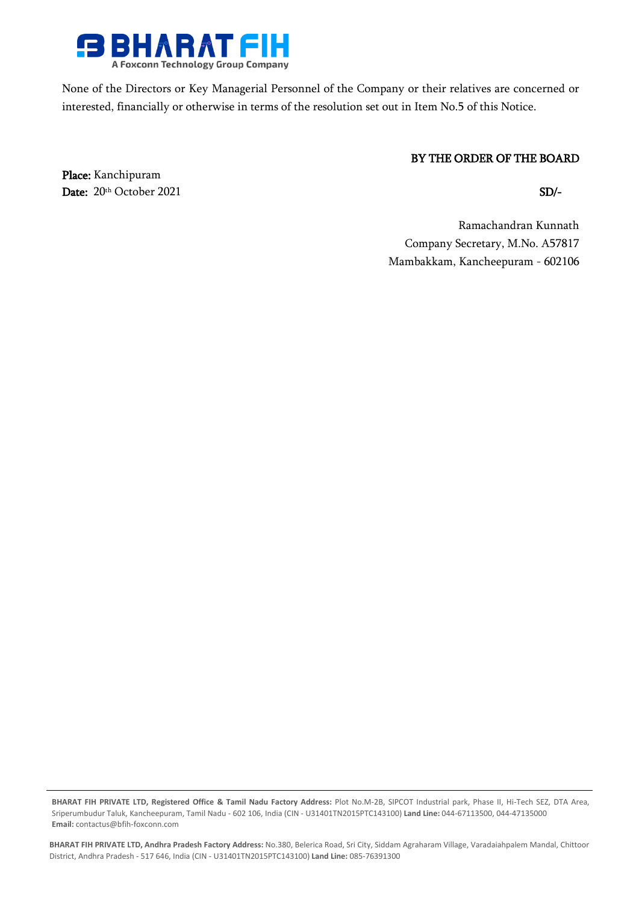None of the Directors or Key Managerial Personnel of the Company or their relatives are concerned or interested, financially or otherwise in terms of the resolution set out in Item No.5 of this Notice.

**BY THE ORDER OF THE BOARD**

**Place:** Kanchipuram

**Date:** 20th October 2021

**SD/-**

Ramachandran Kunnath

Company Secretary, M.No. A57817

Mambakkam, Kancheepuram - 602106